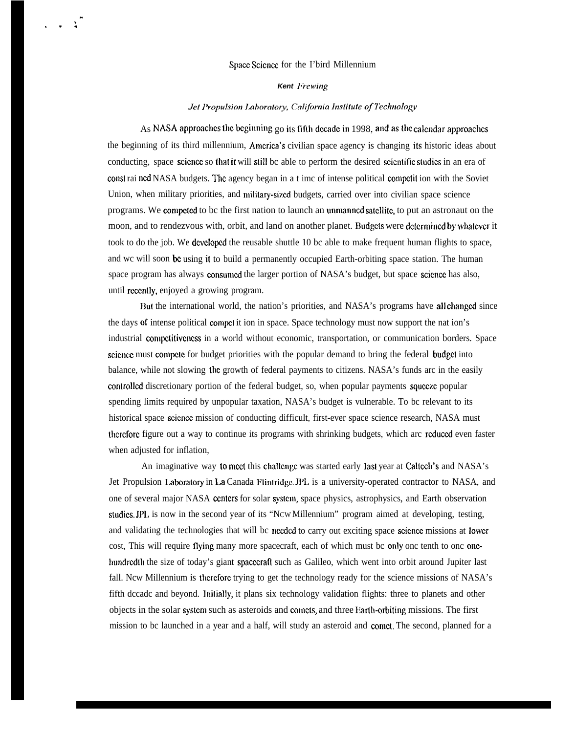# Space Science for the I'bird Millennium

**Kent Frewing**

*Jet Propulsion Laboratory, California Institute of Technology*

As NASA approaches the beginning go its fifth decade in 1998, and as the calendar approaches the beginning of its third millennium, America's civilian space agency is changing its historic ideas about conducting, space science so that it will still bc able to perform the desired scientific studies in an era of const rai ned NASA budgets. The agency began in a t imc of intense political competit ion with the Soviet Union, when military priorities, and military-sized budgets, carried over into civilian space science programs. We competed to bc the first nation to launch an unmanned satellite, to put an astronaut on the moon, and to rendezvous with, orbit, and land on another planet. Budgets were determined by whatever it took to do the job. We developed the reusable shuttle 10 bc able to make frequent human flights to space, and wc will soon bc using it to build a permanently occupied Earth-orbiting space station. The human space program has always consumed the larger portion of NASA's budget, but space science has also, until recently, enjoyed a growing program.

But the international world, the nation's priorities, and NASA's programs have all changed since the days of intense political compet it ion in space. Space technology must now support the nat ion's industrial competitiveness in a world without economic, transportation, or communication borders. Space science must compete for budget priorities with the popular demand to bring the federal budget into balance, while not slowing the growth of federal payments to citizens. NASA's funds arc in the easily controlled discretionary portion of the federal budget, so, when popular payments squeeze popular spending limits required by unpopular taxation, NASA's budget is vulnerable. To bc relevant to its historical space science mission of conducting difficult, first-ever space science research, NASA must therefore figure out a way to continue its programs with shrinking budgets, which arc reduced even faster when adjusted for inflation,

An imaginative way to meet this challenge was started early last year at Caltech's and NASA's Jet Propulsion Laboratory in La Canada Flintridge. JPL is a university-operated contractor to NASA, and one of several major NASA centers for solar system, space physics, astrophysics, and Earth observation studies. JPL is now in the second year of its "New Millennium" program aimed at developing, testing, and validating the technologies that will bc needed to carry out exciting space science missions at lower cost, This will require flying many more spacecraft, each of which must bc only onc tenth to onc one-hundredth the size of today's giant spacecraft such as Galileo, which went into orbit around Jupiter last fall. New Millennium is therefore trying to get the technology ready for the science missions of NASA's fifth decade and beyond. Initially, it plans six technology validation flights: three to planets and other objects in the solar system such as asteroids and comets, and three Earth-orbiting missions. The first mission to bc launched in a year and a half, will study an asteroid and comet. The second, planned for a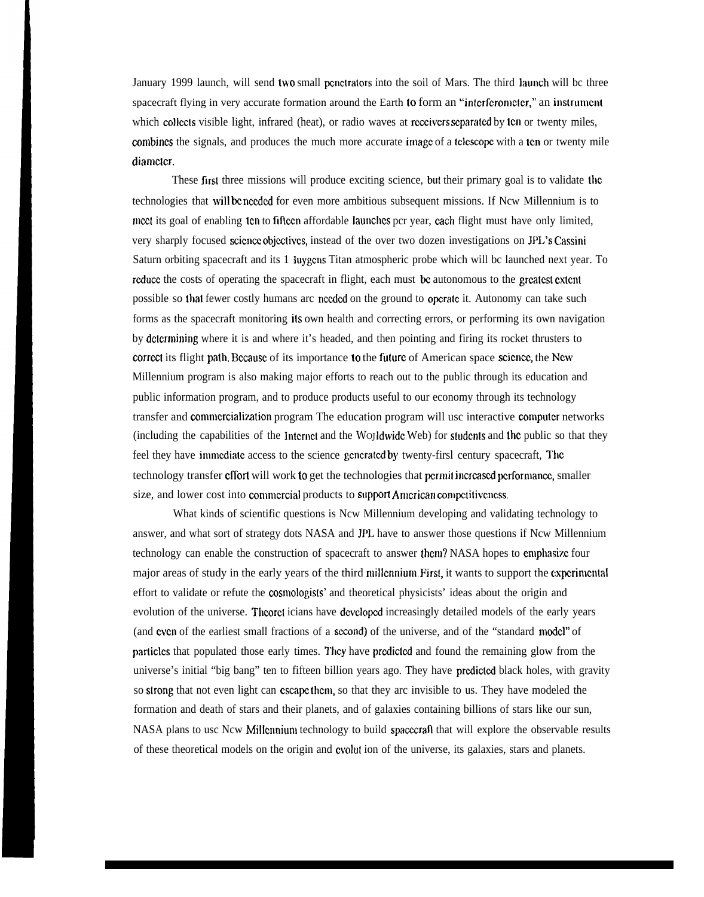January 1999 launch, will send two small penetrators into the soil of Mars. The third launch will be three spacecraft flying in very accurate formation around the Earth to form an "interferometer," an instrument which collects visible light, infrared (heat), or radio waves at receivers separated by ten or twenty miles, combines the signals, and produces the much more accurate image of a telescope with a ten or twenty mile diameter.

These first three missions will produce exciting science, but their primary goal is to validate the technologies that will be needed for even more ambitious subsequent missions. If New Millennium is to meet its goal of enabling ten to fifteen affordable launches per year, each flight must have only limited, very sharply focused science objectives, instead of the over two dozen investigations on JPL's Cassini Saturn orbiting spacecraft and its Huygens Titan atmospheric probe which will be launched next year. To reduce the costs of operating the spacecraft in flight, each must be autonomous to the greatest extent possible so that fewer costly humans are needed on the ground to operate it. Autonomy can take such forms as the spacecraft monitoring its own health and correcting errors, or performing its own navigation by determining where it is and where it's headed, and then pointing and firing its rocket thrusters to correct its flight path. Because of its importance to the future of American space science, the New Millennium program is also making major efforts to reach out to the public through its education and public information program, and to produce products useful to our economy through its technology transfer and commercialization program The education program will use interactive computer networks (including the capabilities of the Internet and the Worldwide Web) for students and the public so that they feel they have immediate access to the science generated by twenty-first century spacecraft, The technology transfer effort will work to get the technologies that permit increased performance, smaller size, and lower cost into commercial products to support American competitiveness.

What kinds of scientific questions is New Millennium developing and validating technology to answer, and what sort of strategy does NASA and JPL have to answer those questions if New Millennium technology can enable the construction of spacecraft to answer them? NASA hopes to emphasize four major areas of study in the early years of the third millennium. First, it wants to support the experimental effort to validate or refute the cosmologists' and theoretical physicists' ideas about the origin and evolution of the universe. Theoreticians have developed increasingly detailed models of the early years (and even of the earliest small fractions of a second) of the universe, and of the "standard model" of particles that populated those early times. They have predicted and found the remaining glow from the universe's initial "big bang" ten to fifteen billion years ago. They have predicted black holes, with gravity so strong that not even light can escape them, so that they are invisible to us. They have modeled the formation and death of stars and their planets, and of galaxies containing billions of stars like our sun, NASA plans to use New Millennium technology to build spacecraft that will explore the observable results of these theoretical models on the origin and evolution of the universe, its galaxies, stars and planets.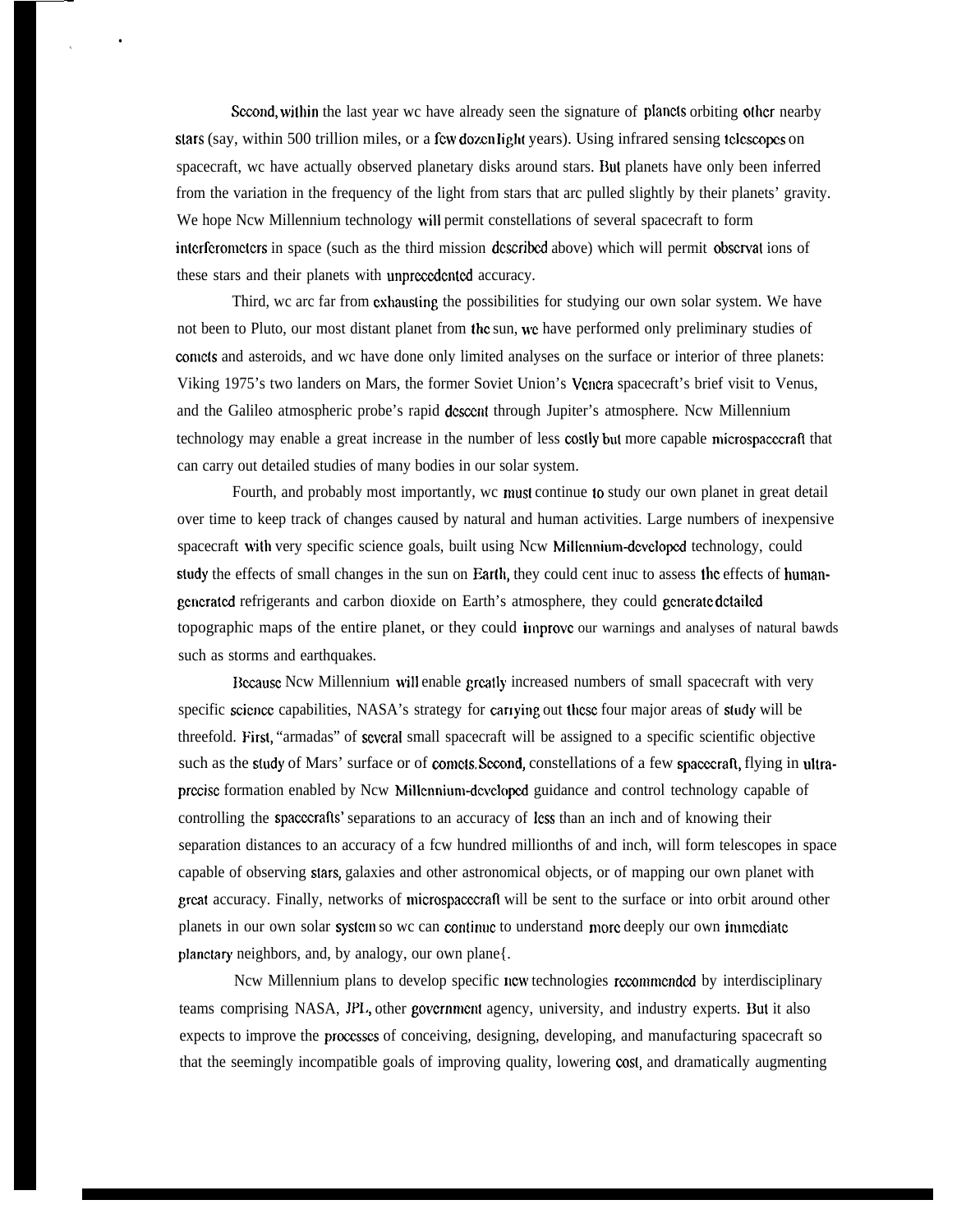Second, within the last year we have already seen the signature of planets orbiting other nearby stars (say, within 500 trillion miles, or a few dozen light years). Using infrared sensing telescopes on spacecraft, we have actually observed planetary disks around stars. But planets have only been inferred from the variation in the frequency of the light from stars that are pulled slightly by their planets' gravity. We hope New Millennium technology will permit constellations of several spacecraft to form interferometers in space (such as the third mission described above) which will permit observat ions of these stars and their planets with unprecedented accuracy.

Third, we are far from exhausting the possibilities for studying our own solar system. We have not been to Pluto, our most distant planet from the sun, we have performed only preliminary studies of comets and asteroids, and we have done only limited analyses on the surface or interior of three planets: Viking 1975's two landers on Mars, the former Soviet Union's Venera spacecraft's brief visit to Venus, and the Galileo atmospheric probe's rapid descent through Jupiter's atmosphere. New Millennium technology may enable a great increase in the number of less costly but more capable microspacecraft that can carry out detailed studies of many bodies in our solar system.

Fourth, and probably most importantly, we must continue to study our own planet in great detail over time to keep track of changes caused by natural and human activities. Large numbers of inexpensive spacecraft with very specific science goals, built using New Millennium-developed technology, could study the effects of small changes in the sun on Earth, they could cent inuc to assess the effects of human-generated refrigerants and carbon dioxide on Earth's atmosphere, they could generate detailed topographic maps of the entire planet, or they could improve our warnings and analyses of natural bawds such as storms and earthquakes.

Because New Millennium will enable greatly increased numbers of small spacecraft with very specific science capabilities, NASA's strategy for carrying out these four major areas of study will be threefold. First, "armadas" of several small spacecraft will be assigned to a specific scientific objective such as the study of Mars' surface or of comets. Second, constellations of a few spacecraft, flying in ultra-precise formation enabled by New Millennium-developed guidance and control technology capable of controlling the spacecrafts' separations to an accuracy of less than an inch and of knowing their separation distances to an accuracy of a few hundred millionths of and inch, will form telescopes in space capable of observing stars, galaxies and other astronomical objects, or of mapping our own planet with great accuracy. Finally, networks of microspacecraft will be sent to the surface or into orbit around other planets in our own solar system so we can continue to understand more deeply our own immediate planetary neighbors, and, by analogy, our own plane{.

New Millennium plans to develop specific new technologies recommended by interdisciplinary teams comprising NASA, JPL, other government agency, university, and industry experts. But it also expects to improve the processes of conceiving, designing, developing, and manufacturing spacecraft so that the seemingly incompatible goals of improving quality, lowering cost, and dramatically augmenting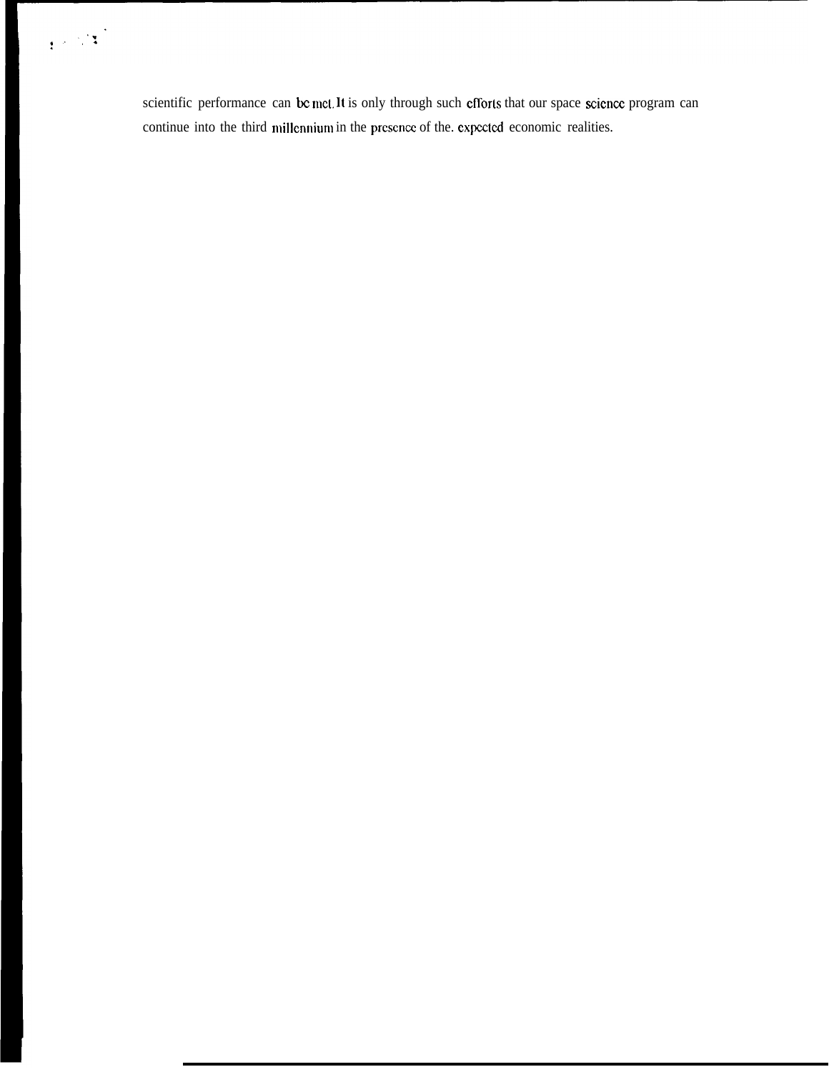scientific performance can be met. It is only through such efforts that our space science program can continue into the third millennium in the presence of the. expected economic realities.